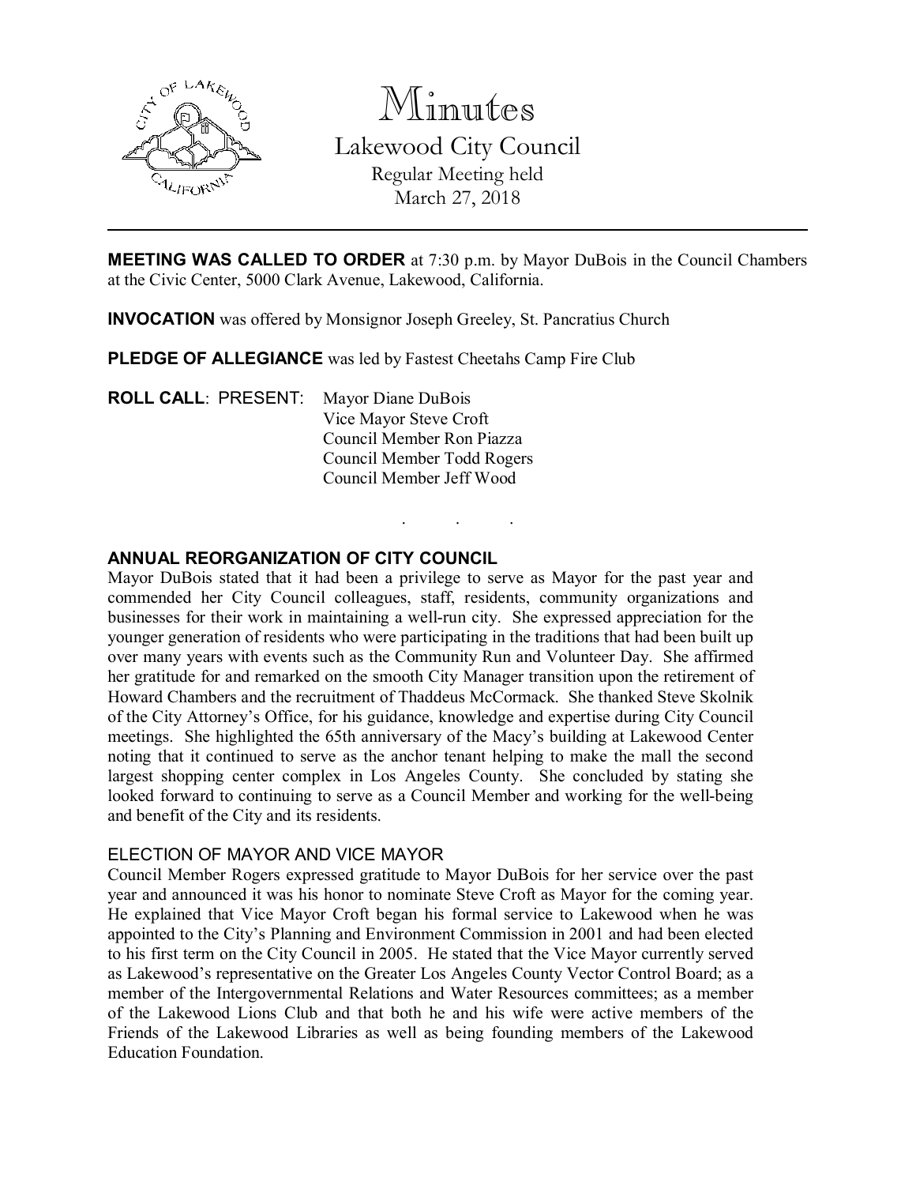# Minutes

## Lakewood City Council

Regular Meeting held
March 27, 2018

---

**MEETING WAS CALLED TO ORDER** at 7:30 p.m. by Mayor DuBois in the Council Chambers at the Civic Center, 5000 Clark Avenue, Lakewood, California.

**INVOCATION** was offered by Monsignor Joseph Greeley, St. Pancratius Church

**PLEDGE OF ALLEGIANCE** was led by Fastest Cheetahs Camp Fire Club

**ROLL CALL**: PRESENT: Mayor Diane DuBois
Vice Mayor Steve Croft
Council Member Ron Piazza
Council Member Todd Rogers
Council Member Jeff Wood

. . .

**ANNUAL REORGANIZATION OF CITY COUNCIL**

Mayor DuBois stated that it had been a privilege to serve as Mayor for the past year and commended her City Council colleagues, staff, residents, community organizations and businesses for their work in maintaining a well-run city. She expressed appreciation for the younger generation of residents who were participating in the traditions that had been built up over many years with events such as the Community Run and Volunteer Day. She affirmed her gratitude for and remarked on the smooth City Manager transition upon the retirement of Howard Chambers and the recruitment of Thaddeus McCormack. She thanked Steve Skolnik of the City Attorney's Office, for his guidance, knowledge and expertise during City Council meetings. She highlighted the 65th anniversary of the Macy's building at Lakewood Center noting that it continued to serve as the anchor tenant helping to make the mall the second largest shopping center complex in Los Angeles County. She concluded by stating she looked forward to continuing to serve as a Council Member and working for the well-being and benefit of the City and its residents.

ELECTION OF MAYOR AND VICE MAYOR

Council Member Rogers expressed gratitude to Mayor DuBois for her service over the past year and announced it was his honor to nominate Steve Croft as Mayor for the coming year. He explained that Vice Mayor Croft began his formal service to Lakewood when he was appointed to the City's Planning and Environment Commission in 2001 and had been elected to his first term on the City Council in 2005. He stated that the Vice Mayor currently served as Lakewood's representative on the Greater Los Angeles County Vector Control Board; as a member of the Intergovernmental Relations and Water Resources committees; as a member of the Lakewood Lions Club and that both he and his wife were active members of the Friends of the Lakewood Libraries as well as being founding members of the Lakewood Education Foundation.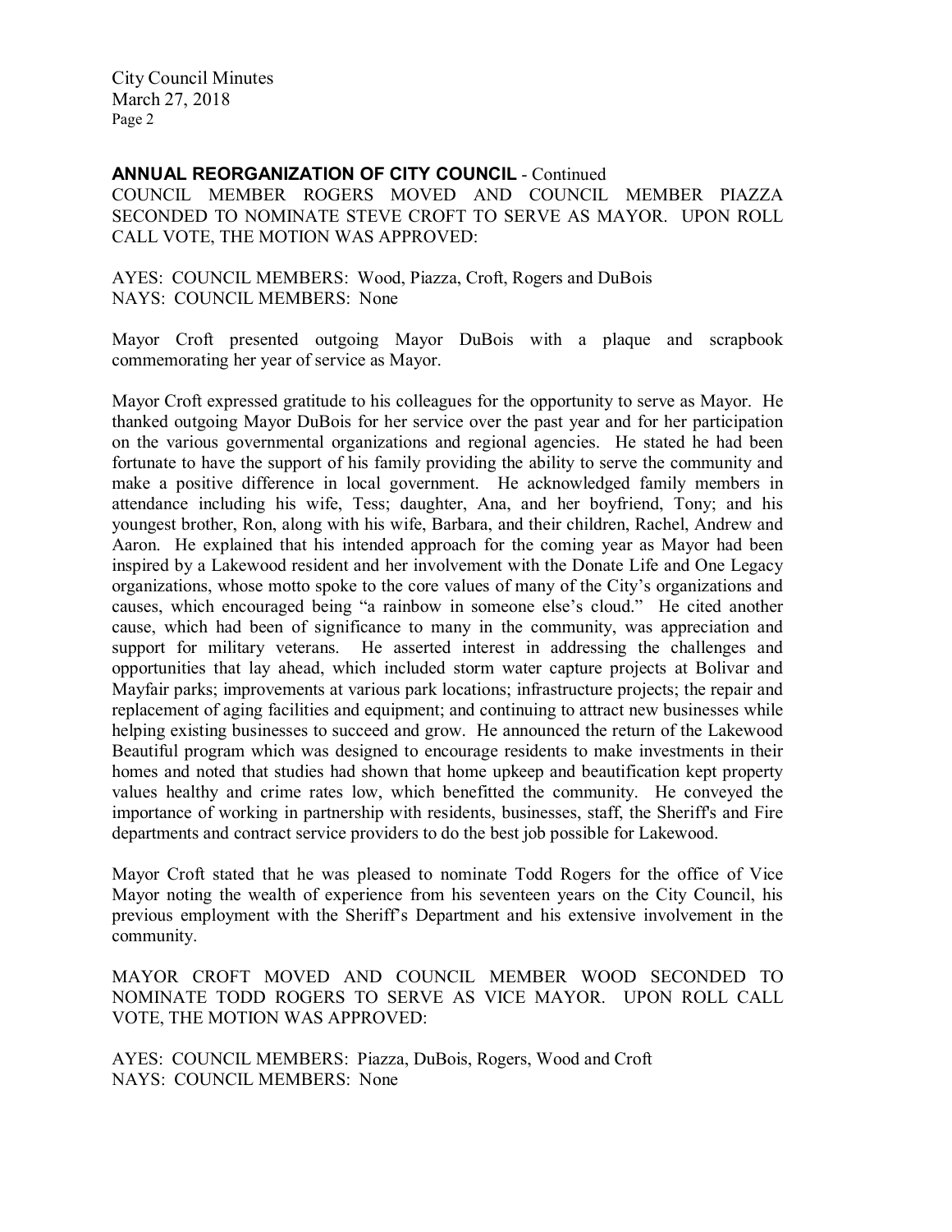**ANNUAL REORGANIZATION OF CITY COUNCIL** - Continued

COUNCIL MEMBER ROGERS MOVED AND COUNCIL MEMBER PIAZZA SECONDED TO NOMINATE STEVE CROFT TO SERVE AS MAYOR. UPON ROLL CALL VOTE, THE MOTION WAS APPROVED:

AYES: COUNCIL MEMBERS: Wood, Piazza, Croft, Rogers and DuBois
NAYS: COUNCIL MEMBERS: None

Mayor Croft presented outgoing Mayor DuBois with a plaque and scrapbook commemorating her year of service as Mayor.

Mayor Croft expressed gratitude to his colleagues for the opportunity to serve as Mayor. He thanked outgoing Mayor DuBois for her service over the past year and for her participation on the various governmental organizations and regional agencies. He stated he had been fortunate to have the support of his family providing the ability to serve the community and make a positive difference in local government. He acknowledged family members in attendance including his wife, Tess; daughter, Ana, and her boyfriend, Tony; and his youngest brother, Ron, along with his wife, Barbara, and their children, Rachel, Andrew and Aaron. He explained that his intended approach for the coming year as Mayor had been inspired by a Lakewood resident and her involvement with the Donate Life and One Legacy organizations, whose motto spoke to the core values of many of the City's organizations and causes, which encouraged being "a rainbow in someone else's cloud." He cited another cause, which had been of significance to many in the community, was appreciation and support for military veterans. He asserted interest in addressing the challenges and opportunities that lay ahead, which included storm water capture projects at Bolivar and Mayfair parks; improvements at various park locations; infrastructure projects; the repair and replacement of aging facilities and equipment; and continuing to attract new businesses while helping existing businesses to succeed and grow. He announced the return of the Lakewood Beautiful program which was designed to encourage residents to make investments in their homes and noted that studies had shown that home upkeep and beautification kept property values healthy and crime rates low, which benefitted the community. He conveyed the importance of working in partnership with residents, businesses, staff, the Sheriff's and Fire departments and contract service providers to do the best job possible for Lakewood.

Mayor Croft stated that he was pleased to nominate Todd Rogers for the office of Vice Mayor noting the wealth of experience from his seventeen years on the City Council, his previous employment with the Sheriff's Department and his extensive involvement in the community.

MAYOR CROFT MOVED AND COUNCIL MEMBER WOOD SECONDED TO NOMINATE TODD ROGERS TO SERVE AS VICE MAYOR. UPON ROLL CALL VOTE, THE MOTION WAS APPROVED:

AYES: COUNCIL MEMBERS: Piazza, DuBois, Rogers, Wood and Croft
NAYS: COUNCIL MEMBERS: None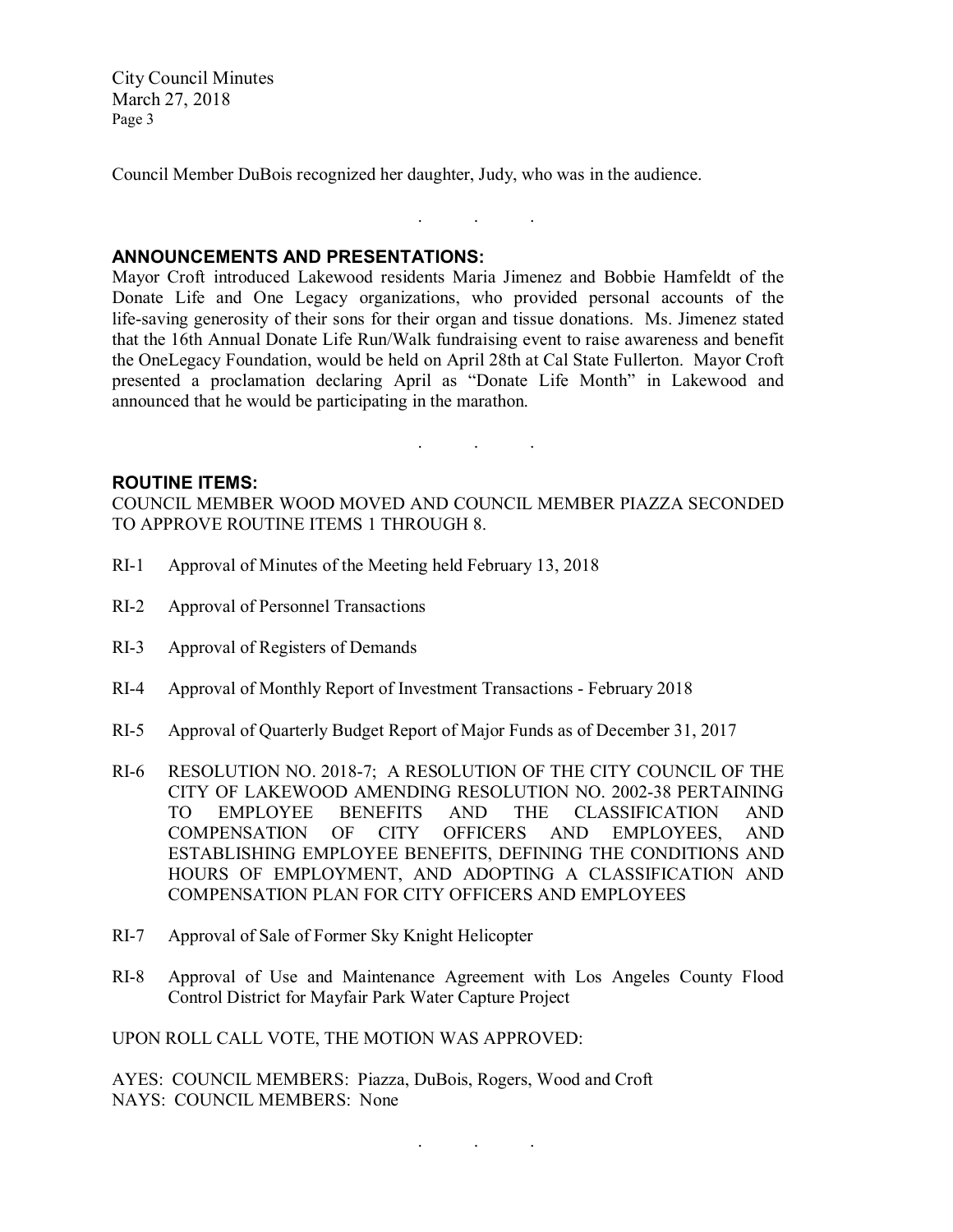Council Member DuBois recognized her daughter, Judy, who was in the audience.

. . .

## ANNOUNCEMENTS AND PRESENTATIONS:

Mayor Croft introduced Lakewood residents Maria Jimenez and Bobbie Hamfeldt of the Donate Life and One Legacy organizations, who provided personal accounts of the life-saving generosity of their sons for their organ and tissue donations. Ms. Jimenez stated that the 16th Annual Donate Life Run/Walk fundraising event to raise awareness and benefit the OneLegacy Foundation, would be held on April 28th at Cal State Fullerton. Mayor Croft presented a proclamation declaring April as "Donate Life Month" in Lakewood and announced that he would be participating in the marathon.

. . .

## ROUTINE ITEMS:

COUNCIL MEMBER WOOD MOVED AND COUNCIL MEMBER PIAZZA SECONDED TO APPROVE ROUTINE ITEMS 1 THROUGH 8.

RI-1 Approval of Minutes of the Meeting held February 13, 2018

RI-2 Approval of Personnel Transactions

RI-3 Approval of Registers of Demands

RI-4 Approval of Monthly Report of Investment Transactions - February 2018

RI-5 Approval of Quarterly Budget Report of Major Funds as of December 31, 2017

RI-6 RESOLUTION NO. 2018-7; A RESOLUTION OF THE CITY COUNCIL OF THE CITY OF LAKEWOOD AMENDING RESOLUTION NO. 2002-38 PERTAINING TO EMPLOYEE BENEFITS AND THE CLASSIFICATION AND COMPENSATION OF CITY OFFICERS AND EMPLOYEES, AND ESTABLISHING EMPLOYEE BENEFITS, DEFINING THE CONDITIONS AND HOURS OF EMPLOYMENT, AND ADOPTING A CLASSIFICATION AND COMPENSATION PLAN FOR CITY OFFICERS AND EMPLOYEES

RI-7 Approval of Sale of Former Sky Knight Helicopter

RI-8 Approval of Use and Maintenance Agreement with Los Angeles County Flood Control District for Mayfair Park Water Capture Project

UPON ROLL CALL VOTE, THE MOTION WAS APPROVED:

AYES: COUNCIL MEMBERS: Piazza, DuBois, Rogers, Wood and Croft
NAYS: COUNCIL MEMBERS: None

. . .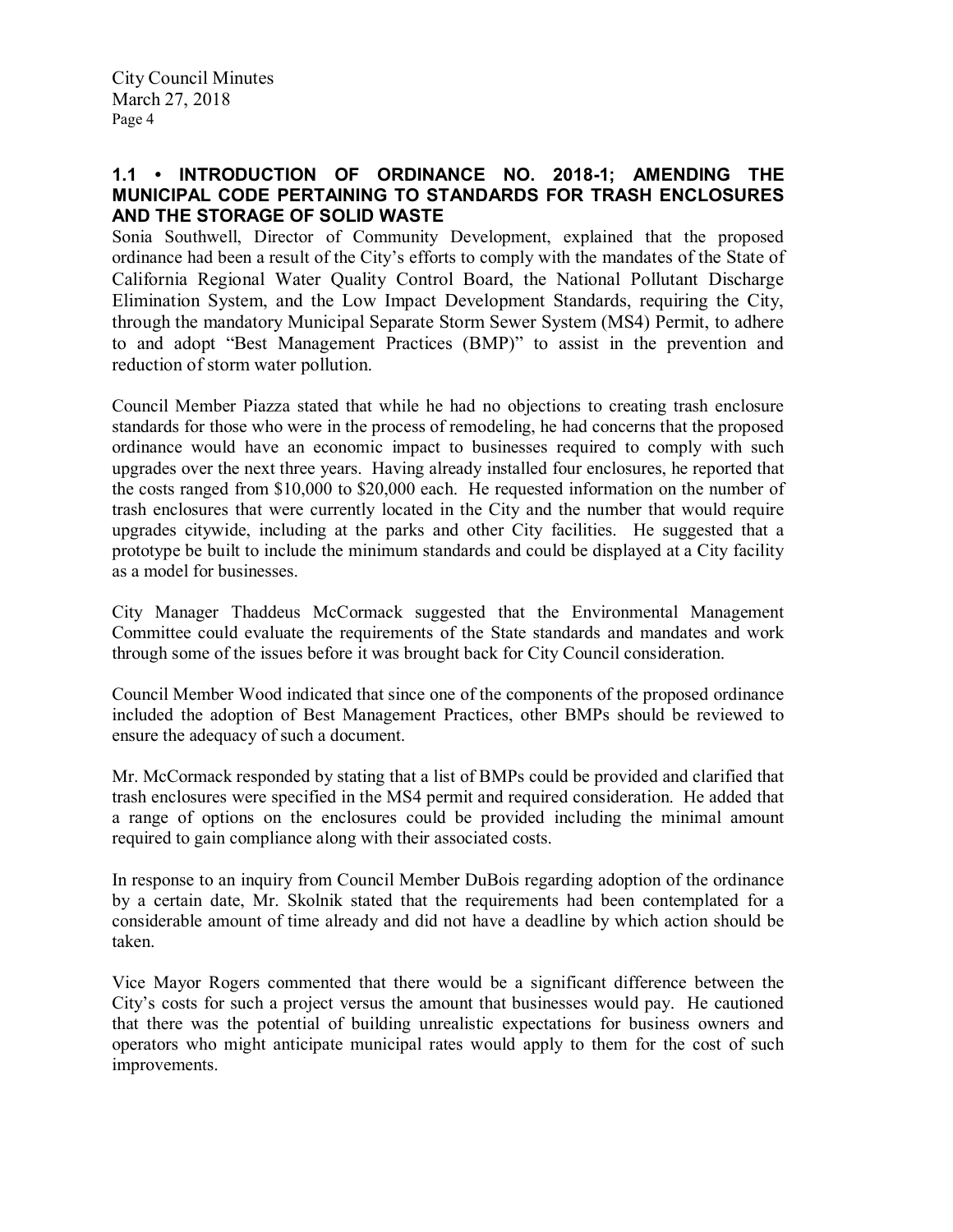### 1.1 • INTRODUCTION OF ORDINANCE NO. 2018-1; AMENDING THE MUNICIPAL CODE PERTAINING TO STANDARDS FOR TRASH ENCLOSURES AND THE STORAGE OF SOLID WASTE

Sonia Southwell, Director of Community Development, explained that the proposed ordinance had been a result of the City's efforts to comply with the mandates of the State of California Regional Water Quality Control Board, the National Pollutant Discharge Elimination System, and the Low Impact Development Standards, requiring the City, through the mandatory Municipal Separate Storm Sewer System (MS4) Permit, to adhere to and adopt "Best Management Practices (BMP)" to assist in the prevention and reduction of storm water pollution.

Council Member Piazza stated that while he had no objections to creating trash enclosure standards for those who were in the process of remodeling, he had concerns that the proposed ordinance would have an economic impact to businesses required to comply with such upgrades over the next three years. Having already installed four enclosures, he reported that the costs ranged from $10,000 to $20,000 each. He requested information on the number of trash enclosures that were currently located in the City and the number that would require upgrades citywide, including at the parks and other City facilities. He suggested that a prototype be built to include the minimum standards and could be displayed at a City facility as a model for businesses.

City Manager Thaddeus McCormack suggested that the Environmental Management Committee could evaluate the requirements of the State standards and mandates and work through some of the issues before it was brought back for City Council consideration.

Council Member Wood indicated that since one of the components of the proposed ordinance included the adoption of Best Management Practices, other BMPs should be reviewed to ensure the adequacy of such a document.

Mr. McCormack responded by stating that a list of BMPs could be provided and clarified that trash enclosures were specified in the MS4 permit and required consideration. He added that a range of options on the enclosures could be provided including the minimal amount required to gain compliance along with their associated costs.

In response to an inquiry from Council Member DuBois regarding adoption of the ordinance by a certain date, Mr. Skolnik stated that the requirements had been contemplated for a considerable amount of time already and did not have a deadline by which action should be taken.

Vice Mayor Rogers commented that there would be a significant difference between the City's costs for such a project versus the amount that businesses would pay. He cautioned that there was the potential of building unrealistic expectations for business owners and operators who might anticipate municipal rates would apply to them for the cost of such improvements.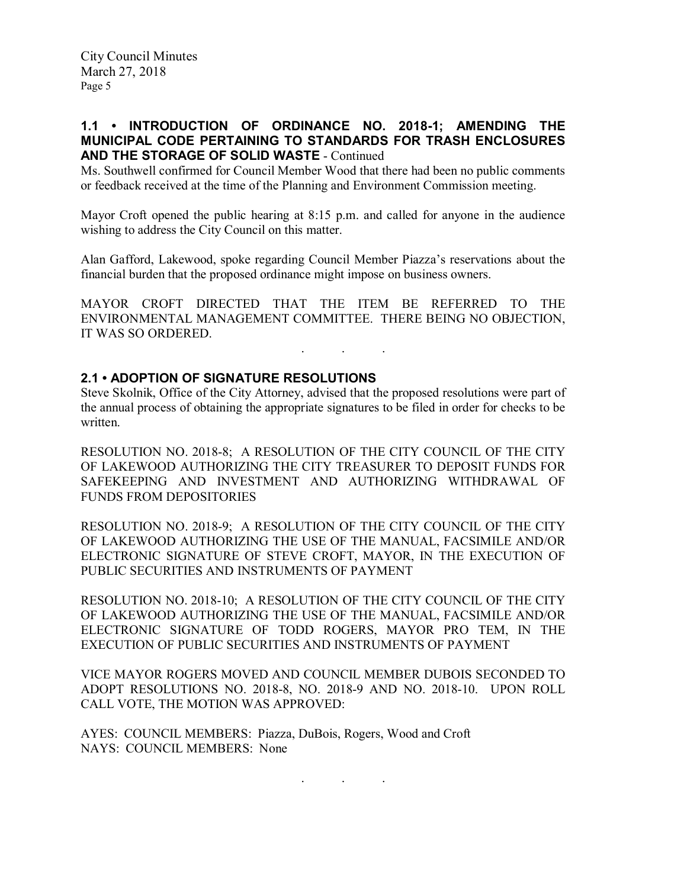## 1.1 • INTRODUCTION OF ORDINANCE NO. 2018-1; AMENDING THE MUNICIPAL CODE PERTAINING TO STANDARDS FOR TRASH ENCLOSURES AND THE STORAGE OF SOLID WASTE - Continued

Ms. Southwell confirmed for Council Member Wood that there had been no public comments or feedback received at the time of the Planning and Environment Commission meeting.

Mayor Croft opened the public hearing at 8:15 p.m. and called for anyone in the audience wishing to address the City Council on this matter.

Alan Gafford, Lakewood, spoke regarding Council Member Piazza's reservations about the financial burden that the proposed ordinance might impose on business owners.

MAYOR CROFT DIRECTED THAT THE ITEM BE REFERRED TO THE ENVIRONMENTAL MANAGEMENT COMMITTEE. THERE BEING NO OBJECTION, IT WAS SO ORDERED.

. . .

## 2.1 • ADOPTION OF SIGNATURE RESOLUTIONS

Steve Skolnik, Office of the City Attorney, advised that the proposed resolutions were part of the annual process of obtaining the appropriate signatures to be filed in order for checks to be written.

RESOLUTION NO. 2018-8; A RESOLUTION OF THE CITY COUNCIL OF THE CITY OF LAKEWOOD AUTHORIZING THE CITY TREASURER TO DEPOSIT FUNDS FOR SAFEKEEPING AND INVESTMENT AND AUTHORIZING WITHDRAWAL OF FUNDS FROM DEPOSITORIES

RESOLUTION NO. 2018-9; A RESOLUTION OF THE CITY COUNCIL OF THE CITY OF LAKEWOOD AUTHORIZING THE USE OF THE MANUAL, FACSIMILE AND/OR ELECTRONIC SIGNATURE OF STEVE CROFT, MAYOR, IN THE EXECUTION OF PUBLIC SECURITIES AND INSTRUMENTS OF PAYMENT

RESOLUTION NO. 2018-10; A RESOLUTION OF THE CITY COUNCIL OF THE CITY OF LAKEWOOD AUTHORIZING THE USE OF THE MANUAL, FACSIMILE AND/OR ELECTRONIC SIGNATURE OF TODD ROGERS, MAYOR PRO TEM, IN THE EXECUTION OF PUBLIC SECURITIES AND INSTRUMENTS OF PAYMENT

VICE MAYOR ROGERS MOVED AND COUNCIL MEMBER DUBOIS SECONDED TO ADOPT RESOLUTIONS NO. 2018-8, NO. 2018-9 AND NO. 2018-10. UPON ROLL CALL VOTE, THE MOTION WAS APPROVED:

AYES: COUNCIL MEMBERS: Piazza, DuBois, Rogers, Wood and Croft
NAYS: COUNCIL MEMBERS: None

. . .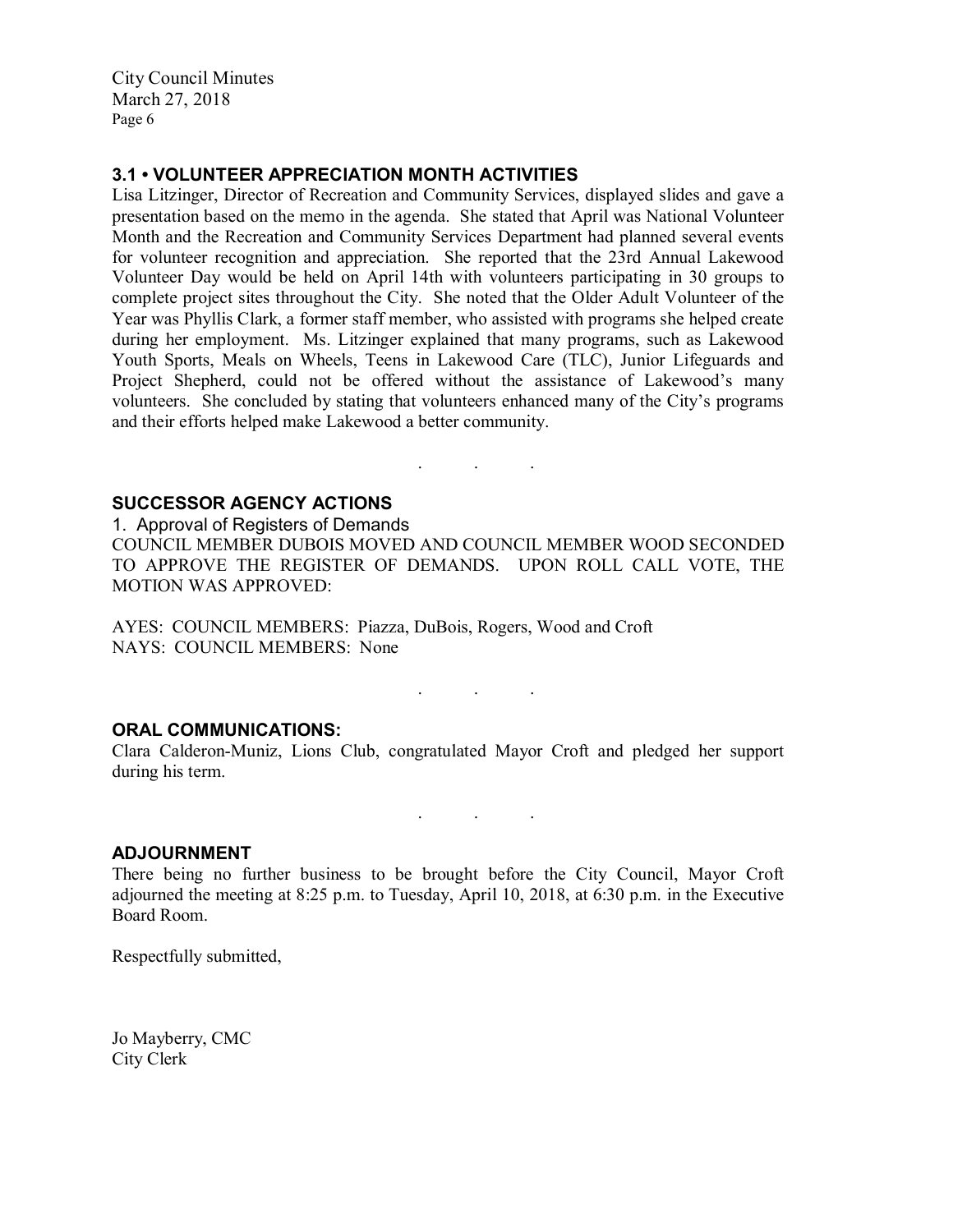### 3.1 • VOLUNTEER APPRECIATION MONTH ACTIVITIES

Lisa Litzinger, Director of Recreation and Community Services, displayed slides and gave a presentation based on the memo in the agenda. She stated that April was National Volunteer Month and the Recreation and Community Services Department had planned several events for volunteer recognition and appreciation. She reported that the 23rd Annual Lakewood Volunteer Day would be held on April 14th with volunteers participating in 30 groups to complete project sites throughout the City. She noted that the Older Adult Volunteer of the Year was Phyllis Clark, a former staff member, who assisted with programs she helped create during her employment. Ms. Litzinger explained that many programs, such as Lakewood Youth Sports, Meals on Wheels, Teens in Lakewood Care (TLC), Junior Lifeguards and Project Shepherd, could not be offered without the assistance of Lakewood's many volunteers. She concluded by stating that volunteers enhanced many of the City's programs and their efforts helped make Lakewood a better community.

. . .

### SUCCESSOR AGENCY ACTIONS

1. Approval of Registers of Demands

COUNCIL MEMBER DUBOIS MOVED AND COUNCIL MEMBER WOOD SECONDED TO APPROVE THE REGISTER OF DEMANDS. UPON ROLL CALL VOTE, THE MOTION WAS APPROVED:

AYES: COUNCIL MEMBERS: Piazza, DuBois, Rogers, Wood and Croft
NAYS: COUNCIL MEMBERS: None

. . .

### ORAL COMMUNICATIONS:

Clara Calderon-Muniz, Lions Club, congratulated Mayor Croft and pledged her support during his term.

. . .

### ADJOURNMENT

There being no further business to be brought before the City Council, Mayor Croft adjourned the meeting at 8:25 p.m. to Tuesday, April 10, 2018, at 6:30 p.m. in the Executive Board Room.

Respectfully submitted,

Jo Mayberry, CMC
City Clerk